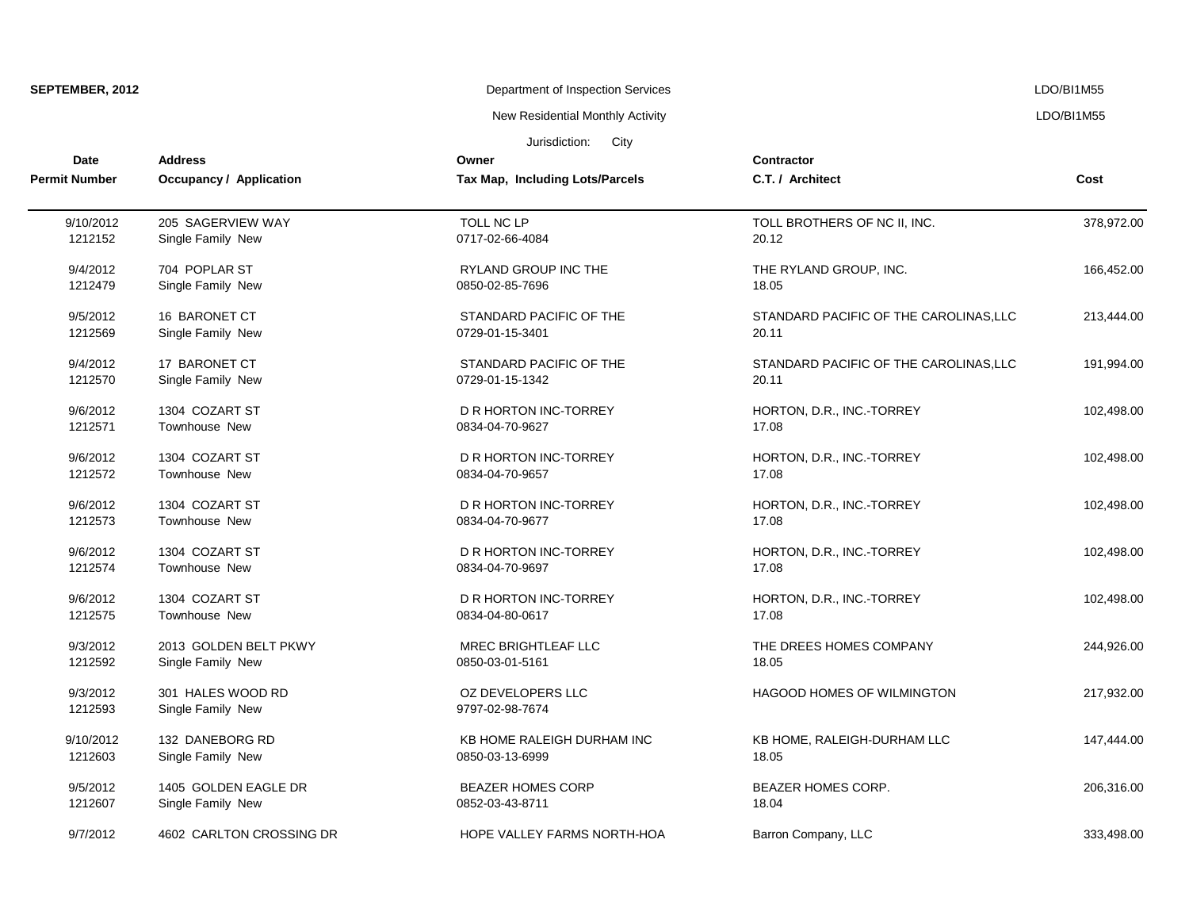**SEPTEMBER, 2012**

Department of Inspection Services

New Residential Monthly Activity

Jurisdiction: City

LDO/BI1M55

| Date<br>Permit Number | Address<br>Occupancy / Application | Owner<br>Tax Map, Including Lots/Parcels | Contractor<br>C.T. / Architect | Cost |
|---|---|---|---|---|
| 9/10/2012<br>1212152 | 205 SAGERVIEW WAY<br>Single Family New | TOLL NC LP<br>0717-02-66-4084 | TOLL BROTHERS OF NC II, INC.<br>20.12 | 378,972.00 |
| 9/4/2012<br>1212479 | 704 POPLAR ST<br>Single Family New | RYLAND GROUP INC THE<br>0850-02-85-7696 | THE RYLAND GROUP, INC.<br>18.05 | 166,452.00 |
| 9/5/2012<br>1212569 | 16 BARONET CT<br>Single Family New | STANDARD PACIFIC OF THE<br>0729-01-15-3401 | STANDARD PACIFIC OF THE CAROLINAS,LLC<br>20.11 | 213,444.00 |
| 9/4/2012<br>1212570 | 17 BARONET CT<br>Single Family New | STANDARD PACIFIC OF THE<br>0729-01-15-1342 | STANDARD PACIFIC OF THE CAROLINAS,LLC<br>20.11 | 191,994.00 |
| 9/6/2012<br>1212571 | 1304 COZART ST<br>Townhouse New | D R HORTON INC-TORREY<br>0834-04-70-9627 | HORTON, D.R., INC.-TORREY<br>17.08 | 102,498.00 |
| 9/6/2012<br>1212572 | 1304 COZART ST<br>Townhouse New | D R HORTON INC-TORREY<br>0834-04-70-9657 | HORTON, D.R., INC.-TORREY<br>17.08 | 102,498.00 |
| 9/6/2012<br>1212573 | 1304 COZART ST<br>Townhouse New | D R HORTON INC-TORREY<br>0834-04-70-9677 | HORTON, D.R., INC.-TORREY<br>17.08 | 102,498.00 |
| 9/6/2012<br>1212574 | 1304 COZART ST<br>Townhouse New | D R HORTON INC-TORREY<br>0834-04-70-9697 | HORTON, D.R., INC.-TORREY<br>17.08 | 102,498.00 |
| 9/6/2012<br>1212575 | 1304 COZART ST<br>Townhouse New | D R HORTON INC-TORREY<br>0834-04-80-0617 | HORTON, D.R., INC.-TORREY<br>17.08 | 102,498.00 |
| 9/3/2012<br>1212592 | 2013 GOLDEN BELT PKWY<br>Single Family New | MREC BRIGHTLEAF LLC<br>0850-03-01-5161 | THE DREES HOMES COMPANY<br>18.05 | 244,926.00 |
| 9/3/2012<br>1212593 | 301 HALES WOOD RD<br>Single Family New | OZ DEVELOPERS LLC<br>9797-02-98-7674 | HAGOOD HOMES OF WILMINGTON | 217,932.00 |
| 9/10/2012<br>1212603 | 132 DANEBORG RD<br>Single Family New | KB HOME RALEIGH DURHAM INC<br>0850-03-13-6999 | KB HOME, RALEIGH-DURHAM LLC<br>18.05 | 147,444.00 |
| 9/5/2012<br>1212607 | 1405 GOLDEN EAGLE DR<br>Single Family New | BEAZER HOMES CORP<br>0852-03-43-8711 | BEAZER HOMES CORP.<br>18.04 | 206,316.00 |
| 9/7/2012 | 4602 CARLTON CROSSING DR | HOPE VALLEY FARMS NORTH-HOA | Barron Company, LLC | 333,498.00 |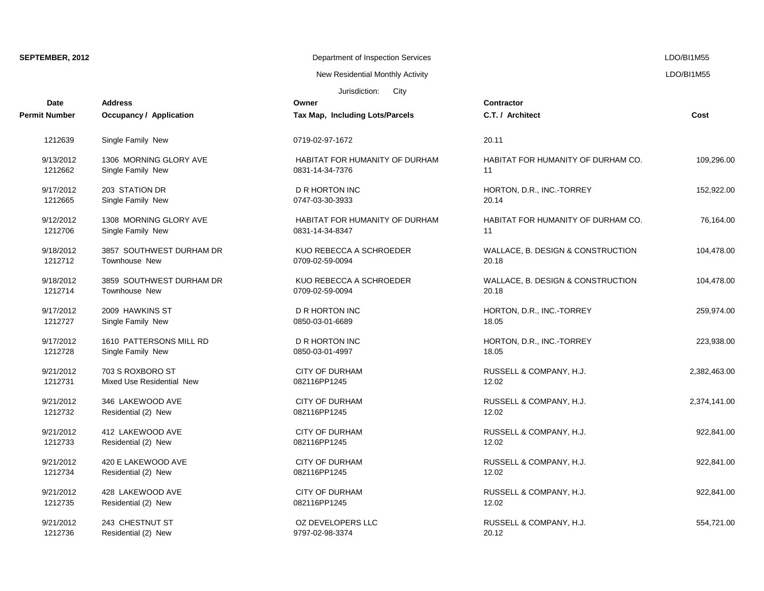**SEPTEMBER, 2012**

Department of Inspection Services

New Residential Monthly Activity

Jurisdiction: City

LDO/BI1M55

| Date<br>Permit Number | Address<br>Occupancy / Application | Owner<br>Tax Map, Including Lots/Parcels | Contractor<br>C.T. / Architect | Cost |
|---|---|---|---|---|
| 1212639 | Single Family New | 0719-02-97-1672 | 20.11 | |
| 9/13/2012<br>1212662 | 1306 MORNING GLORY AVE<br>Single Family New | HABITAT FOR HUMANITY OF DURHAM<br>0831-14-34-7376 | HABITAT FOR HUMANITY OF DURHAM CO.<br>11 | 109,296.00 |
| 9/17/2012<br>1212665 | 203 STATION DR<br>Single Family New | D R HORTON INC<br>0747-03-30-3933 | HORTON, D.R., INC.-TORREY<br>20.14 | 152,922.00 |
| 9/12/2012<br>1212706 | 1308 MORNING GLORY AVE<br>Single Family New | HABITAT FOR HUMANITY OF DURHAM<br>0831-14-34-8347 | HABITAT FOR HUMANITY OF DURHAM CO.<br>11 | 76,164.00 |
| 9/18/2012<br>1212712 | 3857 SOUTHWEST DURHAM DR<br>Townhouse New | KUO REBECCA A SCHROEDER<br>0709-02-59-0094 | WALLACE, B. DESIGN & CONSTRUCTION<br>20.18 | 104,478.00 |
| 9/18/2012<br>1212714 | 3859 SOUTHWEST DURHAM DR<br>Townhouse New | KUO REBECCA A SCHROEDER<br>0709-02-59-0094 | WALLACE, B. DESIGN & CONSTRUCTION<br>20.18 | 104,478.00 |
| 9/17/2012<br>1212727 | 2009 HAWKINS ST<br>Single Family New | D R HORTON INC<br>0850-03-01-6689 | HORTON, D.R., INC.-TORREY<br>18.05 | 259,974.00 |
| 9/17/2012<br>1212728 | 1610 PATTERSONS MILL RD<br>Single Family New | D R HORTON INC<br>0850-03-01-4997 | HORTON, D.R., INC.-TORREY<br>18.05 | 223,938.00 |
| 9/21/2012<br>1212731 | 703 S ROXBORO ST<br>Mixed Use Residential New | CITY OF DURHAM<br>082116PP1245 | RUSSELL & COMPANY, H.J.<br>12.02 | 2,382,463.00 |
| 9/21/2012<br>1212732 | 346 LAKEWOOD AVE<br>Residential (2) New | CITY OF DURHAM<br>082116PP1245 | RUSSELL & COMPANY, H.J.<br>12.02 | 2,374,141.00 |
| 9/21/2012<br>1212733 | 412 LAKEWOOD AVE<br>Residential (2) New | CITY OF DURHAM<br>082116PP1245 | RUSSELL & COMPANY, H.J.<br>12.02 | 922,841.00 |
| 9/21/2012<br>1212734 | 420 E LAKEWOOD AVE<br>Residential (2) New | CITY OF DURHAM<br>082116PP1245 | RUSSELL & COMPANY, H.J.<br>12.02 | 922,841.00 |
| 9/21/2012<br>1212735 | 428 LAKEWOOD AVE<br>Residential (2) New | CITY OF DURHAM<br>082116PP1245 | RUSSELL & COMPANY, H.J.<br>12.02 | 922,841.00 |
| 9/21/2012<br>1212736 | 243 CHESTNUT ST<br>Residential (2) New | OZ DEVELOPERS LLC<br>9797-02-98-3374 | RUSSELL & COMPANY, H.J.<br>20.12 | 554,721.00 |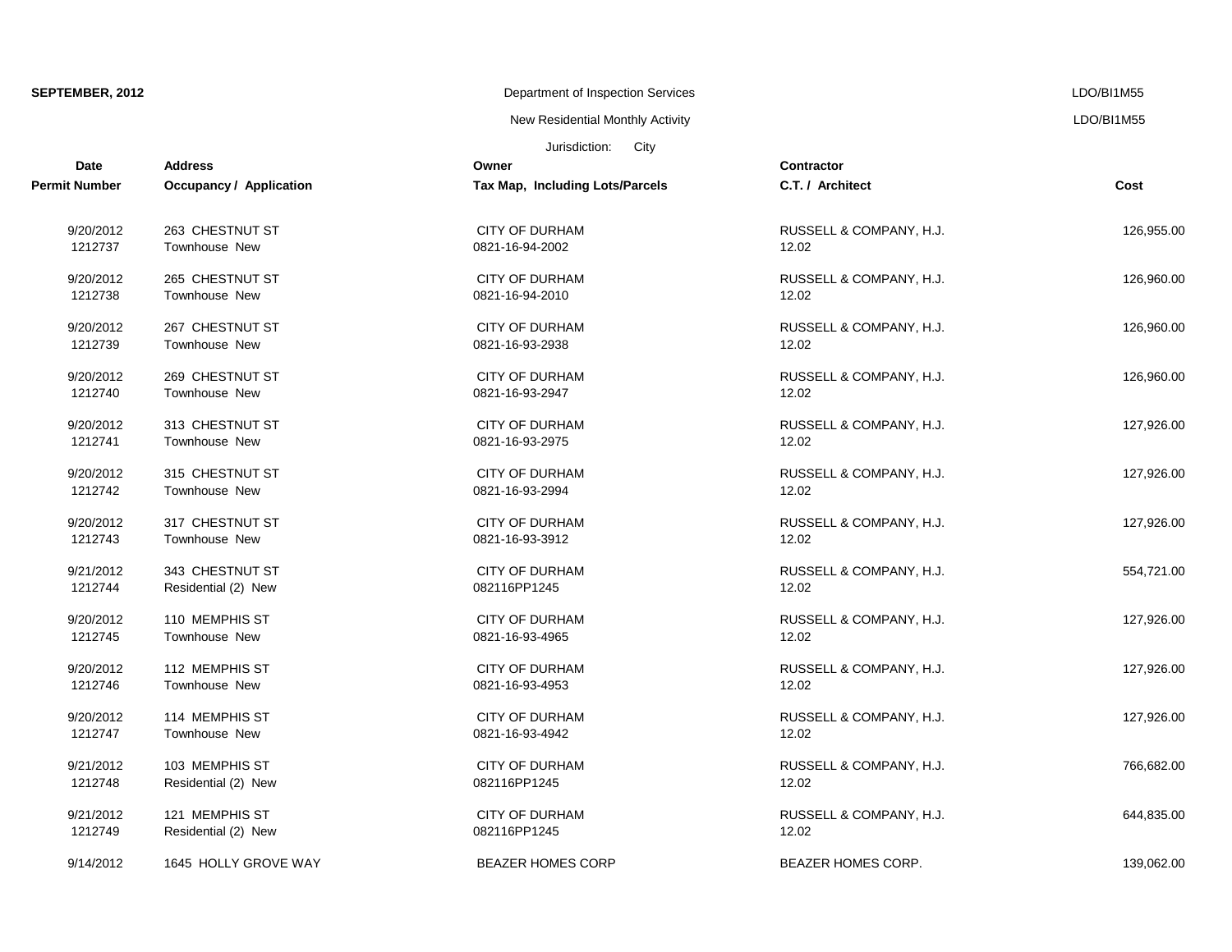**SEPTEMBER, 2012**

Department of Inspection Services

New Residential Monthly Activity

Jurisdiction: City

| Date / Permit Number | Address / Occupancy / Application | Owner / Tax Map, Including Lots/Parcels | Contractor / C.T. / Architect | Cost |
|---|---|---|---|---|
| 9/20/2012<br>1212737 | 263 CHESTNUT ST<br>Townhouse New | CITY OF DURHAM<br>0821-16-94-2002 | RUSSELL & COMPANY, H.J.<br>12.02 | 126,955.00 |
| 9/20/2012<br>1212738 | 265 CHESTNUT ST<br>Townhouse New | CITY OF DURHAM<br>0821-16-94-2010 | RUSSELL & COMPANY, H.J.<br>12.02 | 126,960.00 |
| 9/20/2012<br>1212739 | 267 CHESTNUT ST<br>Townhouse New | CITY OF DURHAM<br>0821-16-93-2938 | RUSSELL & COMPANY, H.J.<br>12.02 | 126,960.00 |
| 9/20/2012<br>1212740 | 269 CHESTNUT ST<br>Townhouse New | CITY OF DURHAM<br>0821-16-93-2947 | RUSSELL & COMPANY, H.J.<br>12.02 | 126,960.00 |
| 9/20/2012<br>1212741 | 313 CHESTNUT ST<br>Townhouse New | CITY OF DURHAM<br>0821-16-93-2975 | RUSSELL & COMPANY, H.J.<br>12.02 | 127,926.00 |
| 9/20/2012<br>1212742 | 315 CHESTNUT ST<br>Townhouse New | CITY OF DURHAM<br>0821-16-93-2994 | RUSSELL & COMPANY, H.J.<br>12.02 | 127,926.00 |
| 9/20/2012<br>1212743 | 317 CHESTNUT ST<br>Townhouse New | CITY OF DURHAM<br>0821-16-93-3912 | RUSSELL & COMPANY, H.J.<br>12.02 | 127,926.00 |
| 9/21/2012<br>1212744 | 343 CHESTNUT ST<br>Residential (2) New | CITY OF DURHAM<br>082116PP1245 | RUSSELL & COMPANY, H.J.<br>12.02 | 554,721.00 |
| 9/20/2012<br>1212745 | 110 MEMPHIS ST<br>Townhouse New | CITY OF DURHAM<br>0821-16-93-4965 | RUSSELL & COMPANY, H.J.<br>12.02 | 127,926.00 |
| 9/20/2012<br>1212746 | 112 MEMPHIS ST<br>Townhouse New | CITY OF DURHAM<br>0821-16-93-4953 | RUSSELL & COMPANY, H.J.<br>12.02 | 127,926.00 |
| 9/20/2012<br>1212747 | 114 MEMPHIS ST<br>Townhouse New | CITY OF DURHAM<br>0821-16-93-4942 | RUSSELL & COMPANY, H.J.<br>12.02 | 127,926.00 |
| 9/21/2012<br>1212748 | 103 MEMPHIS ST<br>Residential (2) New | CITY OF DURHAM<br>082116PP1245 | RUSSELL & COMPANY, H.J.<br>12.02 | 766,682.00 |
| 9/21/2012<br>1212749 | 121 MEMPHIS ST<br>Residential (2) New | CITY OF DURHAM<br>082116PP1245 | RUSSELL & COMPANY, H.J.<br>12.02 | 644,835.00 |
| 9/14/2012 | 1645 HOLLY GROVE WAY | BEAZER HOMES CORP | BEAZER HOMES CORP. | 139,062.00 |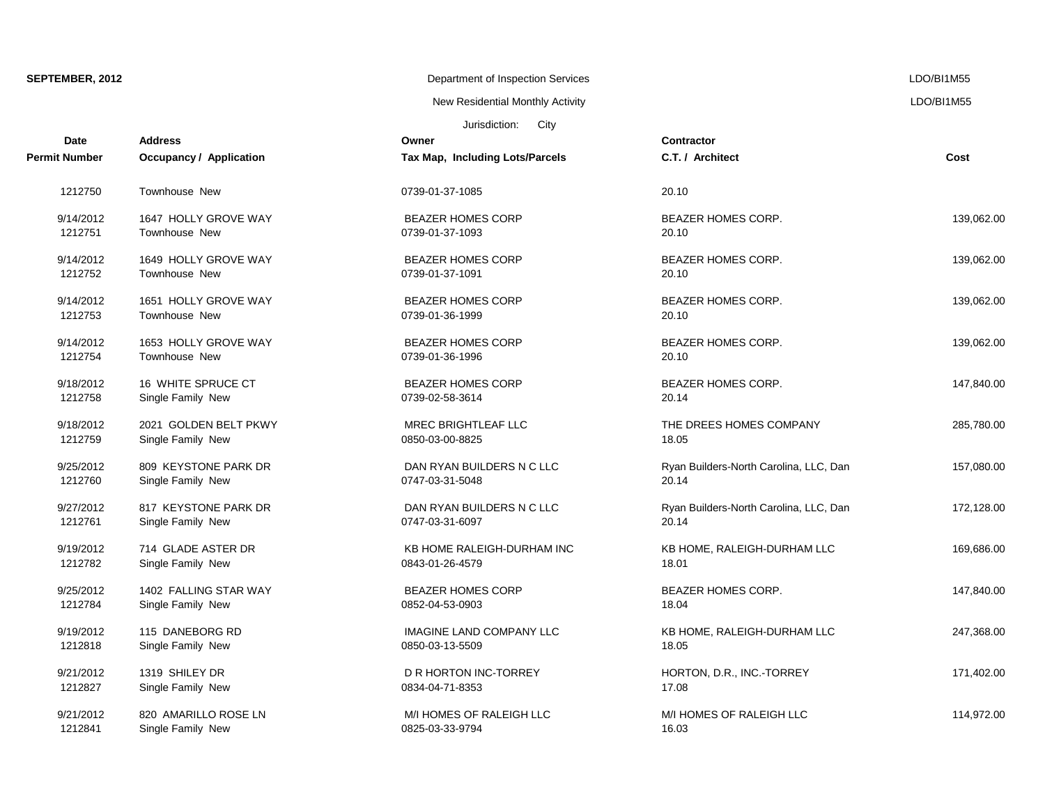**SEPTEMBER, 2012**

Department of Inspection Services

New Residential Monthly Activity

Jurisdiction: City

LDO/BI1M55

| Date / Permit Number | Address / Occupancy / Application | Owner / Tax Map, Including Lots/Parcels | Contractor / C.T. / Architect | Cost |
|---|---|---|---|---|
| 1212750 | Townhouse New | 0739-01-37-1085 | 20.10 | |
| 9/14/2012 1212751 | 1647 HOLLY GROVE WAY Townhouse New | BEAZER HOMES CORP 0739-01-37-1093 | BEAZER HOMES CORP. 20.10 | 139,062.00 |
| 9/14/2012 1212752 | 1649 HOLLY GROVE WAY Townhouse New | BEAZER HOMES CORP 0739-01-37-1091 | BEAZER HOMES CORP. 20.10 | 139,062.00 |
| 9/14/2012 1212753 | 1651 HOLLY GROVE WAY Townhouse New | BEAZER HOMES CORP 0739-01-36-1999 | BEAZER HOMES CORP. 20.10 | 139,062.00 |
| 9/14/2012 1212754 | 1653 HOLLY GROVE WAY Townhouse New | BEAZER HOMES CORP 0739-01-36-1996 | BEAZER HOMES CORP. 20.10 | 139,062.00 |
| 9/18/2012 1212758 | 16 WHITE SPRUCE CT Single Family New | BEAZER HOMES CORP 0739-02-58-3614 | BEAZER HOMES CORP. 20.14 | 147,840.00 |
| 9/18/2012 1212759 | 2021 GOLDEN BELT PKWY Single Family New | MREC BRIGHTLEAF LLC 0850-03-00-8825 | THE DREES HOMES COMPANY 18.05 | 285,780.00 |
| 9/25/2012 1212760 | 809 KEYSTONE PARK DR Single Family New | DAN RYAN BUILDERS N C LLC 0747-03-31-5048 | Ryan Builders-North Carolina, LLC, Dan 20.14 | 157,080.00 |
| 9/27/2012 1212761 | 817 KEYSTONE PARK DR Single Family New | DAN RYAN BUILDERS N C LLC 0747-03-31-6097 | Ryan Builders-North Carolina, LLC, Dan 20.14 | 172,128.00 |
| 9/19/2012 1212782 | 714 GLADE ASTER DR Single Family New | KB HOME RALEIGH-DURHAM INC 0843-01-26-4579 | KB HOME, RALEIGH-DURHAM LLC 18.01 | 169,686.00 |
| 9/25/2012 1212784 | 1402 FALLING STAR WAY Single Family New | BEAZER HOMES CORP 0852-04-53-0903 | BEAZER HOMES CORP. 18.04 | 147,840.00 |
| 9/19/2012 1212818 | 115 DANEBORG RD Single Family New | IMAGINE LAND COMPANY LLC 0850-03-13-5509 | KB HOME, RALEIGH-DURHAM LLC 18.05 | 247,368.00 |
| 9/21/2012 1212827 | 1319 SHILEY DR Single Family New | D R HORTON INC-TORREY 0834-04-71-8353 | HORTON, D.R., INC.-TORREY 17.08 | 171,402.00 |
| 9/21/2012 1212841 | 820 AMARILLO ROSE LN Single Family New | M/I HOMES OF RALEIGH LLC 0825-03-33-9794 | M/I HOMES OF RALEIGH LLC 16.03 | 114,972.00 |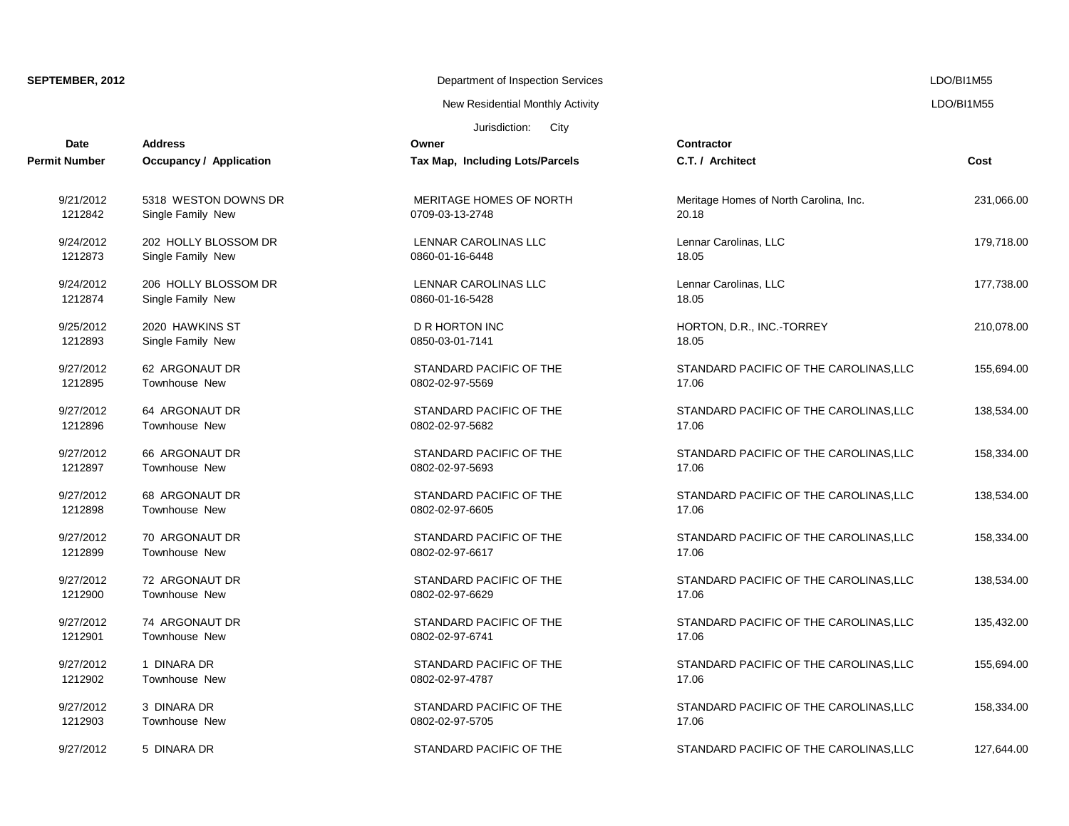**SEPTEMBER, 2012**

Department of Inspection Services

New Residential Monthly Activity

Jurisdiction: City

| Date / Permit Number | Address / Occupancy / Application | Owner / Tax Map, Including Lots/Parcels | Contractor / C.T. / Architect | Cost |
|---|---|---|---|---|
| 9/21/2012<br>1212842 | 5318 WESTON DOWNS DR<br>Single Family New | MERITAGE HOMES OF NORTH<br>0709-03-13-2748 | Meritage Homes of North Carolina, Inc.<br>20.18 | 231,066.00 |
| 9/24/2012<br>1212873 | 202 HOLLY BLOSSOM DR<br>Single Family New | LENNAR CAROLINAS LLC<br>0860-01-16-6448 | Lennar Carolinas, LLC<br>18.05 | 179,718.00 |
| 9/24/2012<br>1212874 | 206 HOLLY BLOSSOM DR<br>Single Family New | LENNAR CAROLINAS LLC<br>0860-01-16-5428 | Lennar Carolinas, LLC<br>18.05 | 177,738.00 |
| 9/25/2012<br>1212893 | 2020 HAWKINS ST<br>Single Family New | D R HORTON INC<br>0850-03-01-7141 | HORTON, D.R., INC.-TORREY<br>18.05 | 210,078.00 |
| 9/27/2012<br>1212895 | 62 ARGONAUT DR<br>Townhouse New | STANDARD PACIFIC OF THE<br>0802-02-97-5569 | STANDARD PACIFIC OF THE CAROLINAS,LLC<br>17.06 | 155,694.00 |
| 9/27/2012<br>1212896 | 64 ARGONAUT DR<br>Townhouse New | STANDARD PACIFIC OF THE<br>0802-02-97-5682 | STANDARD PACIFIC OF THE CAROLINAS,LLC<br>17.06 | 138,534.00 |
| 9/27/2012<br>1212897 | 66 ARGONAUT DR<br>Townhouse New | STANDARD PACIFIC OF THE<br>0802-02-97-5693 | STANDARD PACIFIC OF THE CAROLINAS,LLC<br>17.06 | 158,334.00 |
| 9/27/2012<br>1212898 | 68 ARGONAUT DR<br>Townhouse New | STANDARD PACIFIC OF THE<br>0802-02-97-6605 | STANDARD PACIFIC OF THE CAROLINAS,LLC<br>17.06 | 138,534.00 |
| 9/27/2012<br>1212899 | 70 ARGONAUT DR<br>Townhouse New | STANDARD PACIFIC OF THE<br>0802-02-97-6617 | STANDARD PACIFIC OF THE CAROLINAS,LLC<br>17.06 | 158,334.00 |
| 9/27/2012<br>1212900 | 72 ARGONAUT DR<br>Townhouse New | STANDARD PACIFIC OF THE<br>0802-02-97-6629 | STANDARD PACIFIC OF THE CAROLINAS,LLC<br>17.06 | 138,534.00 |
| 9/27/2012<br>1212901 | 74 ARGONAUT DR<br>Townhouse New | STANDARD PACIFIC OF THE<br>0802-02-97-6741 | STANDARD PACIFIC OF THE CAROLINAS,LLC<br>17.06 | 135,432.00 |
| 9/27/2012<br>1212902 | 1 DINARA DR<br>Townhouse New | STANDARD PACIFIC OF THE<br>0802-02-97-4787 | STANDARD PACIFIC OF THE CAROLINAS,LLC<br>17.06 | 155,694.00 |
| 9/27/2012<br>1212903 | 3 DINARA DR<br>Townhouse New | STANDARD PACIFIC OF THE<br>0802-02-97-5705 | STANDARD PACIFIC OF THE CAROLINAS,LLC<br>17.06 | 158,334.00 |
| 9/27/2012 | 5 DINARA DR | STANDARD PACIFIC OF THE | STANDARD PACIFIC OF THE CAROLINAS,LLC | 127,644.00 |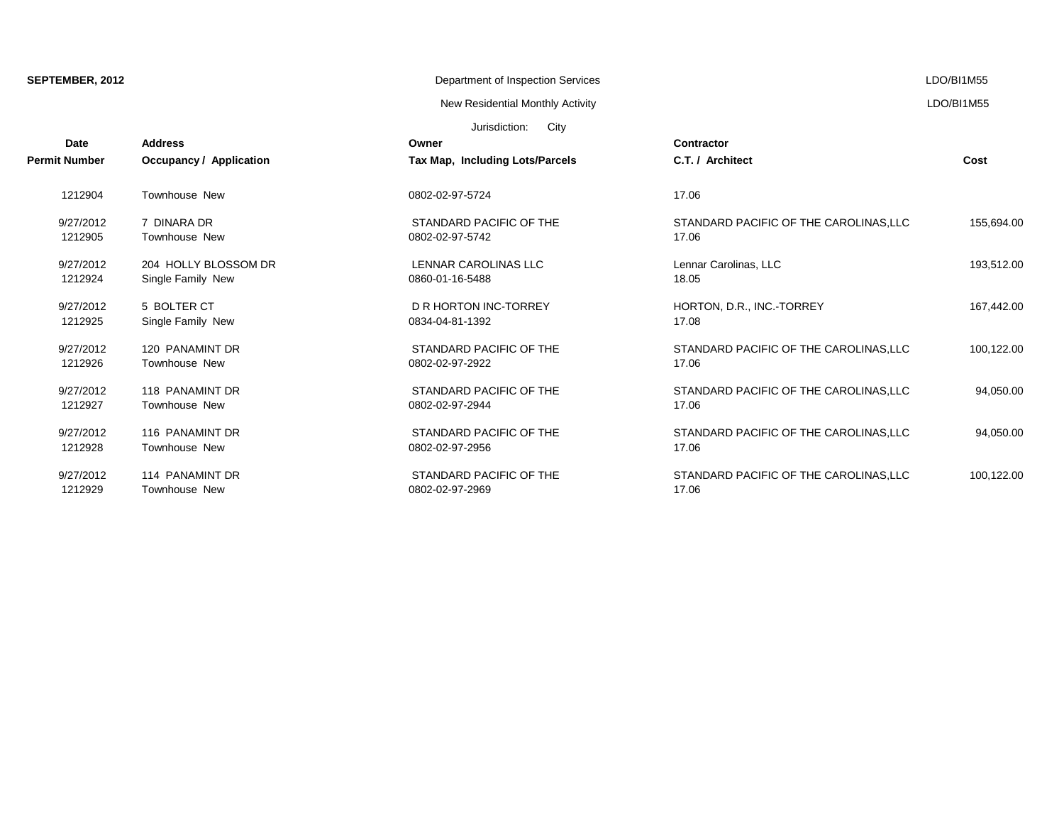**SEPTEMBER, 2012** | Department of Inspection Services | LDO/BI1M55

New Residential Monthly Activity | LDO/BI1M55

Jurisdiction: City

| Date<br>Permit Number | Address<br>Occupancy / Application | Owner<br>Tax Map, Including Lots/Parcels | Contractor<br>C.T. / Architect | Cost |
|---|---|---|---|---|
| 1212904 | Townhouse New | 0802-02-97-5724 | 17.06 | |
| 9/27/2012<br>1212905 | 7 DINARA DR<br>Townhouse New | STANDARD PACIFIC OF THE<br>0802-02-97-5742 | STANDARD PACIFIC OF THE CAROLINAS,LLC<br>17.06 | 155,694.00 |
| 9/27/2012<br>1212924 | 204 HOLLY BLOSSOM DR<br>Single Family New | LENNAR CAROLINAS LLC<br>0860-01-16-5488 | Lennar Carolinas, LLC<br>18.05 | 193,512.00 |
| 9/27/2012<br>1212925 | 5 BOLTER CT<br>Single Family New | D R HORTON INC-TORREY<br>0834-04-81-1392 | HORTON, D.R., INC.-TORREY<br>17.08 | 167,442.00 |
| 9/27/2012<br>1212926 | 120 PANAMINT DR<br>Townhouse New | STANDARD PACIFIC OF THE<br>0802-02-97-2922 | STANDARD PACIFIC OF THE CAROLINAS,LLC<br>17.06 | 100,122.00 |
| 9/27/2012<br>1212927 | 118 PANAMINT DR<br>Townhouse New | STANDARD PACIFIC OF THE<br>0802-02-97-2944 | STANDARD PACIFIC OF THE CAROLINAS,LLC<br>17.06 | 94,050.00 |
| 9/27/2012<br>1212928 | 116 PANAMINT DR<br>Townhouse New | STANDARD PACIFIC OF THE<br>0802-02-97-2956 | STANDARD PACIFIC OF THE CAROLINAS,LLC<br>17.06 | 94,050.00 |
| 9/27/2012<br>1212929 | 114 PANAMINT DR<br>Townhouse New | STANDARD PACIFIC OF THE<br>0802-02-97-2969 | STANDARD PACIFIC OF THE CAROLINAS,LLC<br>17.06 | 100,122.00 |